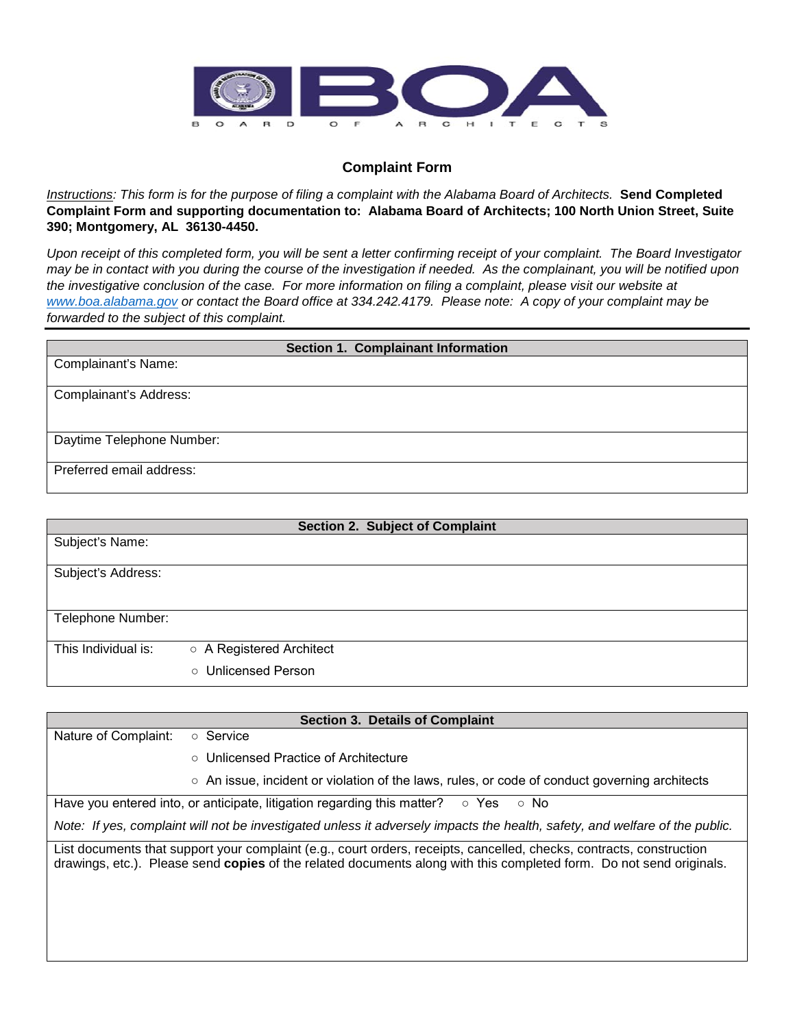BOA

BOARD OF ARCHITECTS

## Complaint Form

*Instructions: This form is for the purpose of filing a complaint with the Alabama Board of Architects.* **Send Completed Complaint Form and supporting documentation to: Alabama Board of Architects; 100 North Union Street, Suite 390; Montgomery, AL 36130-4450.**

*Upon receipt of this completed form, you will be sent a letter confirming receipt of your complaint. The Board Investigator may be in contact with you during the course of the investigation if needed. As the complainant, you will be notified upon the investigative conclusion of the case. For more information on filing a complaint, please visit our website at www.boa.alabama.gov or contact the Board office at 334.242.4179. Please note: A copy of your complaint may be forwarded to the subject of this complaint.*

| Section 1. Complainant Information |
|---|
| Complainant's Name: |
| Complainant's Address: |
| Daytime Telephone Number: |
| Preferred email address: |

| Section 2. Subject of Complaint | |
|---|---|
| Subject's Name: | |
| Subject's Address: | |
| Telephone Number: | |
| This Individual is: | ○ A Registered Architect<br>○ Unlicensed Person |

| Section 3. Details of Complaint | |
|---|---|
| Nature of Complaint: | ○ Service<br>○ Unlicensed Practice of Architecture<br>○ An issue, incident or violation of the laws, rules, or code of conduct governing architects |
| Have you entered into, or anticipate, litigation regarding this matter? ○ Yes ○ No | |
| *Note: If yes, complaint will not be investigated unless it adversely impacts the health, safety, and welfare of the public.* | |
| List documents that support your complaint (e.g., court orders, receipts, cancelled, checks, contracts, construction drawings, etc.). Please send **copies** of the related documents along with this completed form. Do not send originals. | |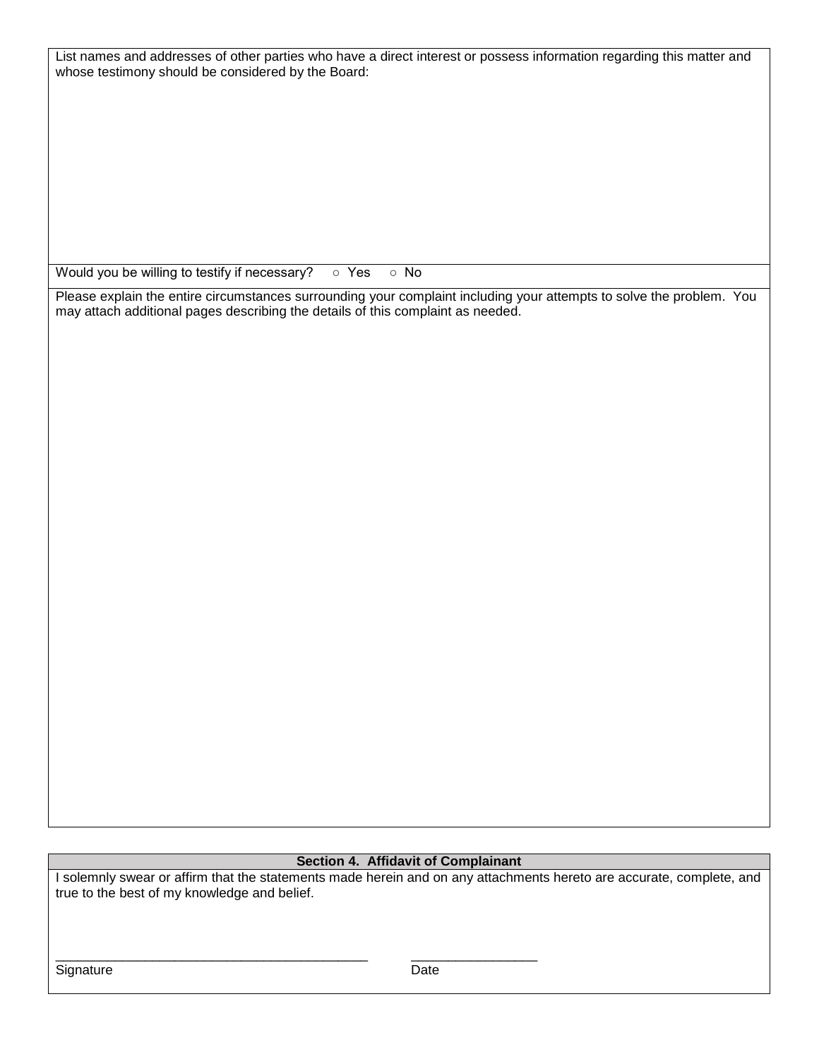List names and addresses of other parties who have a direct interest or possess information regarding this matter and whose testimony should be considered by the Board:

Would you be willing to testify if necessary? ○ Yes ○ No

Please explain the entire circumstances surrounding your complaint including your attempts to solve the problem. You may attach additional pages describing the details of this complaint as needed.

## Section 4. Affidavit of Complainant

I solemnly swear or affirm that the statements made herein and on any attachments hereto are accurate, complete, and true to the best of my knowledge and belief.

_____________________________________________ __________________

Signature Date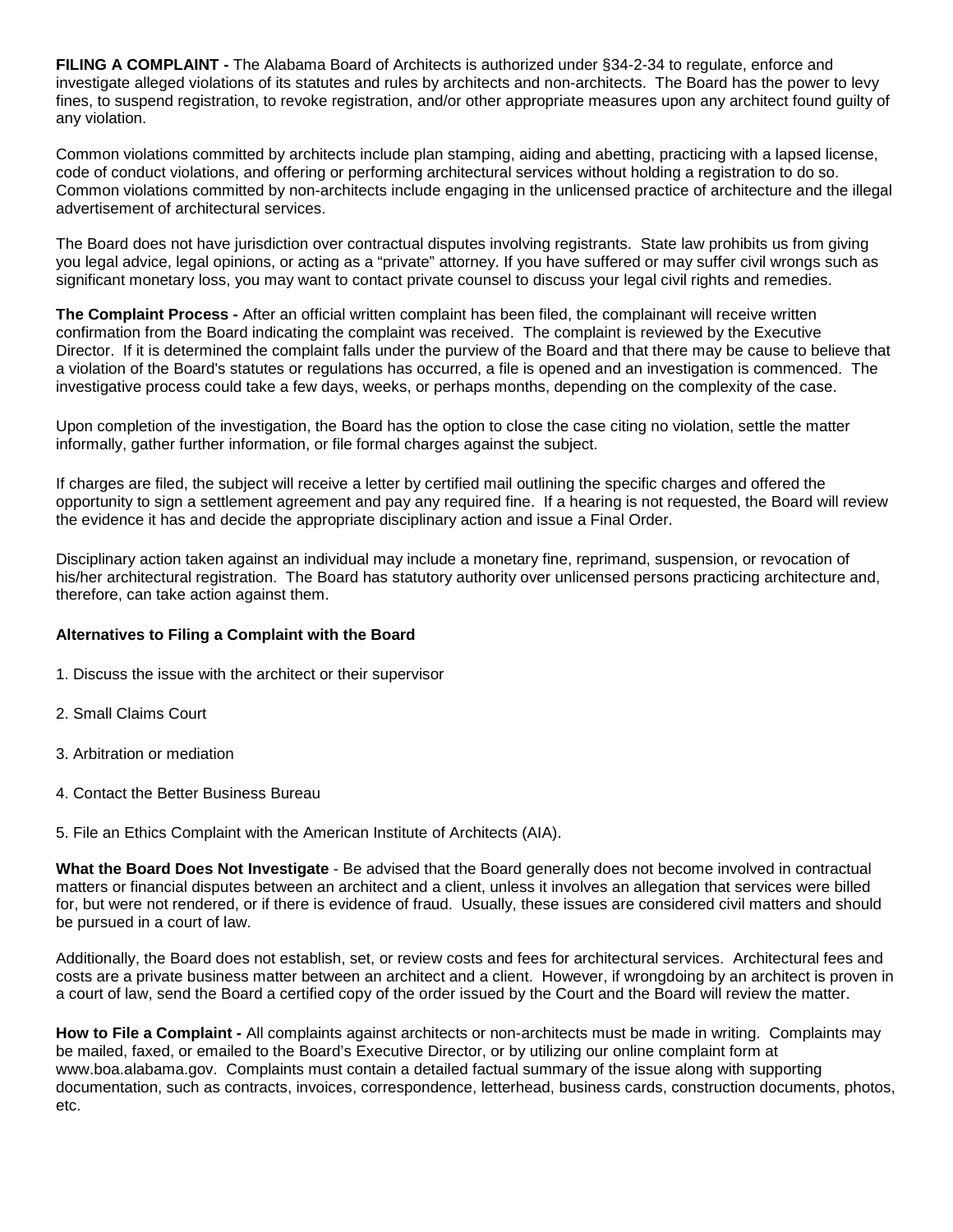**FILING A COMPLAINT -** The Alabama Board of Architects is authorized under §34-2-34 to regulate, enforce and investigate alleged violations of its statutes and rules by architects and non-architects. The Board has the power to levy fines, to suspend registration, to revoke registration, and/or other appropriate measures upon any architect found guilty of any violation.

Common violations committed by architects include plan stamping, aiding and abetting, practicing with a lapsed license, code of conduct violations, and offering or performing architectural services without holding a registration to do so. Common violations committed by non-architects include engaging in the unlicensed practice of architecture and the illegal advertisement of architectural services.

The Board does not have jurisdiction over contractual disputes involving registrants. State law prohibits us from giving you legal advice, legal opinions, or acting as a "private" attorney. If you have suffered or may suffer civil wrongs such as significant monetary loss, you may want to contact private counsel to discuss your legal civil rights and remedies.

**The Complaint Process -** After an official written complaint has been filed, the complainant will receive written confirmation from the Board indicating the complaint was received. The complaint is reviewed by the Executive Director. If it is determined the complaint falls under the purview of the Board and that there may be cause to believe that a violation of the Board's statutes or regulations has occurred, a file is opened and an investigation is commenced. The investigative process could take a few days, weeks, or perhaps months, depending on the complexity of the case.

Upon completion of the investigation, the Board has the option to close the case citing no violation, settle the matter informally, gather further information, or file formal charges against the subject.

If charges are filed, the subject will receive a letter by certified mail outlining the specific charges and offered the opportunity to sign a settlement agreement and pay any required fine. If a hearing is not requested, the Board will review the evidence it has and decide the appropriate disciplinary action and issue a Final Order.

Disciplinary action taken against an individual may include a monetary fine, reprimand, suspension, or revocation of his/her architectural registration. The Board has statutory authority over unlicensed persons practicing architecture and, therefore, can take action against them.

**Alternatives to Filing a Complaint with the Board**

1. Discuss the issue with the architect or their supervisor

2. Small Claims Court

3. Arbitration or mediation

4. Contact the Better Business Bureau

5. File an Ethics Complaint with the American Institute of Architects (AIA).

**What the Board Does Not Investigate** - Be advised that the Board generally does not become involved in contractual matters or financial disputes between an architect and a client, unless it involves an allegation that services were billed for, but were not rendered, or if there is evidence of fraud. Usually, these issues are considered civil matters and should be pursued in a court of law.

Additionally, the Board does not establish, set, or review costs and fees for architectural services. Architectural fees and costs are a private business matter between an architect and a client. However, if wrongdoing by an architect is proven in a court of law, send the Board a certified copy of the order issued by the Court and the Board will review the matter.

**How to File a Complaint -** All complaints against architects or non-architects must be made in writing. Complaints may be mailed, faxed, or emailed to the Board's Executive Director, or by utilizing our online complaint form at www.boa.alabama.gov. Complaints must contain a detailed factual summary of the issue along with supporting documentation, such as contracts, invoices, correspondence, letterhead, business cards, construction documents, photos, etc.